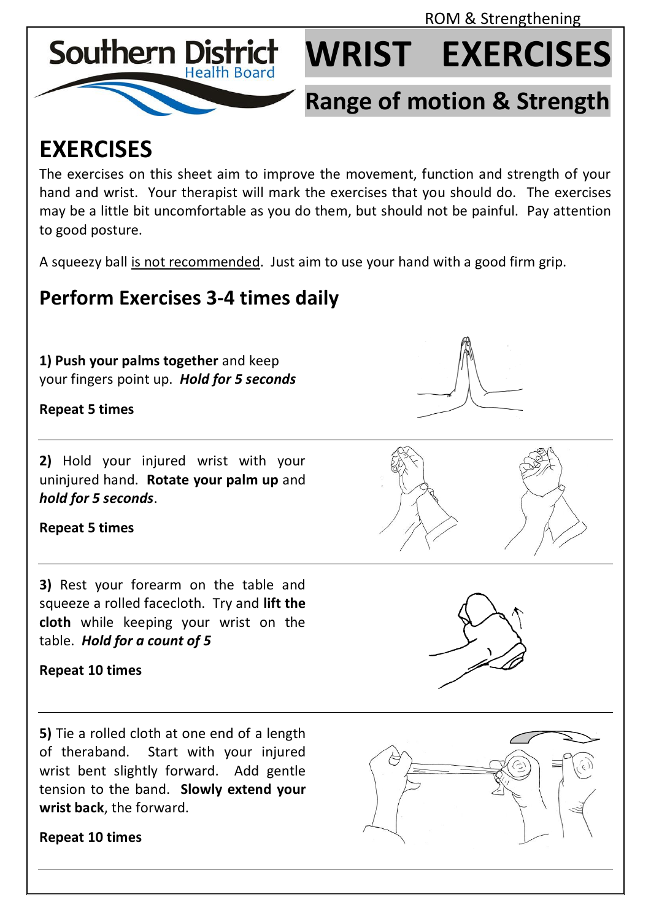ROM & Strengthening

Southern District Health Board

# WRIST EXERCISES

## Range of motion & Strength

## EXERCISES

The exercises on this sheet aim to improve the movement, function and strength of your hand and wrist. Your therapist will mark the exercises that you should do. The exercises may be a little bit uncomfortable as you do them, but should not be painful. Pay attention to good posture.

A squeezy ball is not recommended. Just aim to use your hand with a good firm grip.

## Perform Exercises 3-4 times daily

**1) Push your palms together** and keep your fingers point up. ***Hold for 5 seconds***

**Repeat 5 times**

---

**2)** Hold your injured wrist with your uninjured hand. **Rotate your palm up** and ***hold for 5 seconds***.

**Repeat 5 times**

---

**3)** Rest your forearm on the table and squeeze a rolled facecloth. Try and **lift the cloth** while keeping your wrist on the table. ***Hold for a count of 5***

**Repeat 10 times**

---

**5)** Tie a rolled cloth at one end of a length of theraband. Start with your injured wrist bent slightly forward. Add gentle tension to the band. **Slowly extend your wrist back**, the forward.

**Repeat 10 times**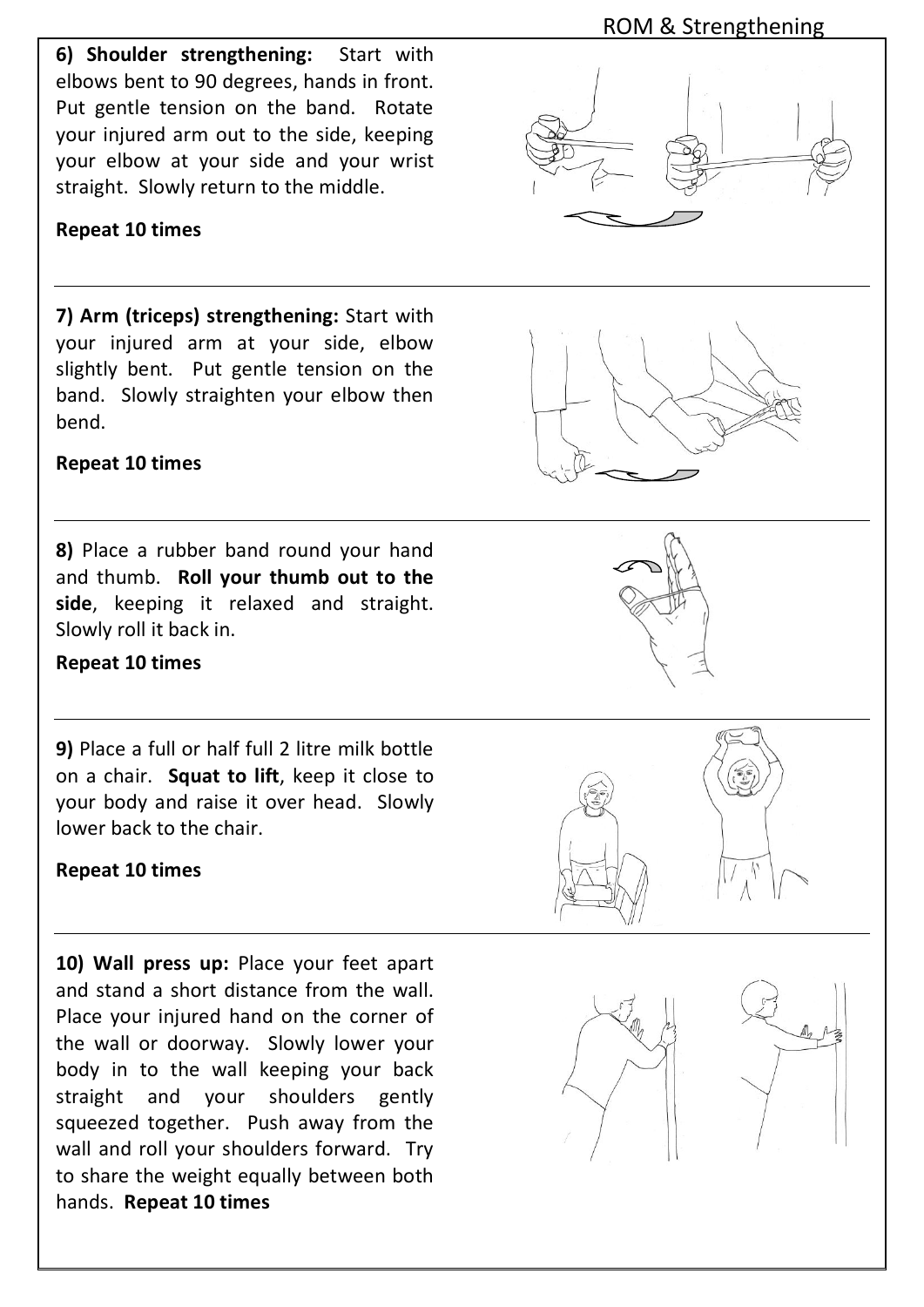**6) Shoulder strengthening:** Start with elbows bent to 90 degrees, hands in front. Put gentle tension on the band. Rotate your injured arm out to the side, keeping your elbow at your side and your wrist straight. Slowly return to the middle.

**Repeat 10 times**

---

**7) Arm (triceps) strengthening:** Start with your injured arm at your side, elbow slightly bent. Put gentle tension on the band. Slowly straighten your elbow then bend.

**Repeat 10 times**

---

**8)** Place a rubber band round your hand and thumb. **Roll your thumb out to the side**, keeping it relaxed and straight. Slowly roll it back in.

**Repeat 10 times**

---

**9)** Place a full or half full 2 litre milk bottle on a chair. **Squat to lift**, keep it close to your body and raise it over head. Slowly lower back to the chair.

**Repeat 10 times**

---

**10) Wall press up:** Place your feet apart and stand a short distance from the wall. Place your injured hand on the corner of the wall or doorway. Slowly lower your body in to the wall keeping your back straight and your shoulders gently squeezed together. Push away from the wall and roll your shoulders forward. Try to share the weight equally between both hands. **Repeat 10 times**